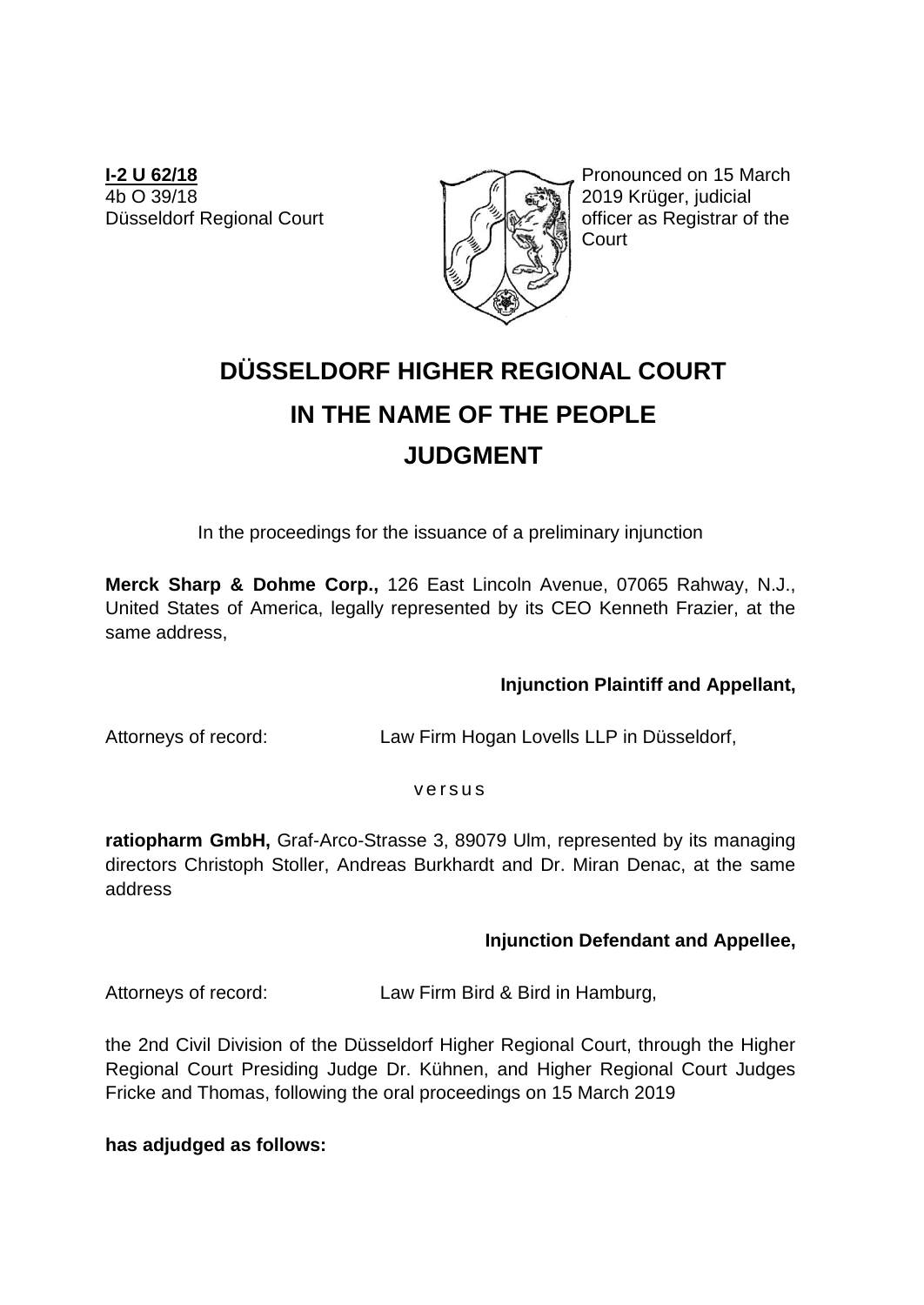**I-2 U 62/18**
4b O 39/18
Düsseldorf Regional Court

Pronounced on 15 March 2019 Krüger, judicial officer as Registrar of the Court

# DÜSSELDORF HIGHER REGIONAL COURT

# IN THE NAME OF THE PEOPLE

# JUDGMENT

In the proceedings for the issuance of a preliminary injunction

**Merck Sharp & Dohme Corp.,** 126 East Lincoln Avenue, 07065 Rahway, N.J., United States of America, legally represented by its CEO Kenneth Frazier, at the same address,

**Injunction Plaintiff and Appellant,**

Attorneys of record: Law Firm Hogan Lovells LLP in Düsseldorf,

versus

**ratiopharm GmbH,** Graf-Arco-Strasse 3, 89079 Ulm, represented by its managing directors Christoph Stoller, Andreas Burkhardt and Dr. Miran Denac, at the same address

**Injunction Defendant and Appellee,**

Attorneys of record: Law Firm Bird & Bird in Hamburg,

the 2nd Civil Division of the Düsseldorf Higher Regional Court, through the Higher Regional Court Presiding Judge Dr. Kühnen, and Higher Regional Court Judges Fricke and Thomas, following the oral proceedings on 15 March 2019

**has adjudged as follows:**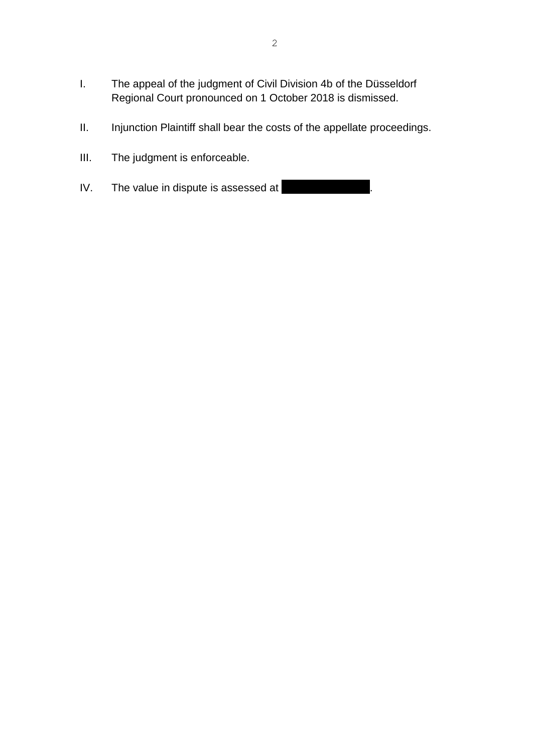I. The appeal of the judgment of Civil Division 4b of the Düsseldorf Regional Court pronounced on 1 October 2018 is dismissed.

II. Injunction Plaintiff shall bear the costs of the appellate proceedings.

III. The judgment is enforceable.

IV. The value in dispute is assessed at [REDACTED].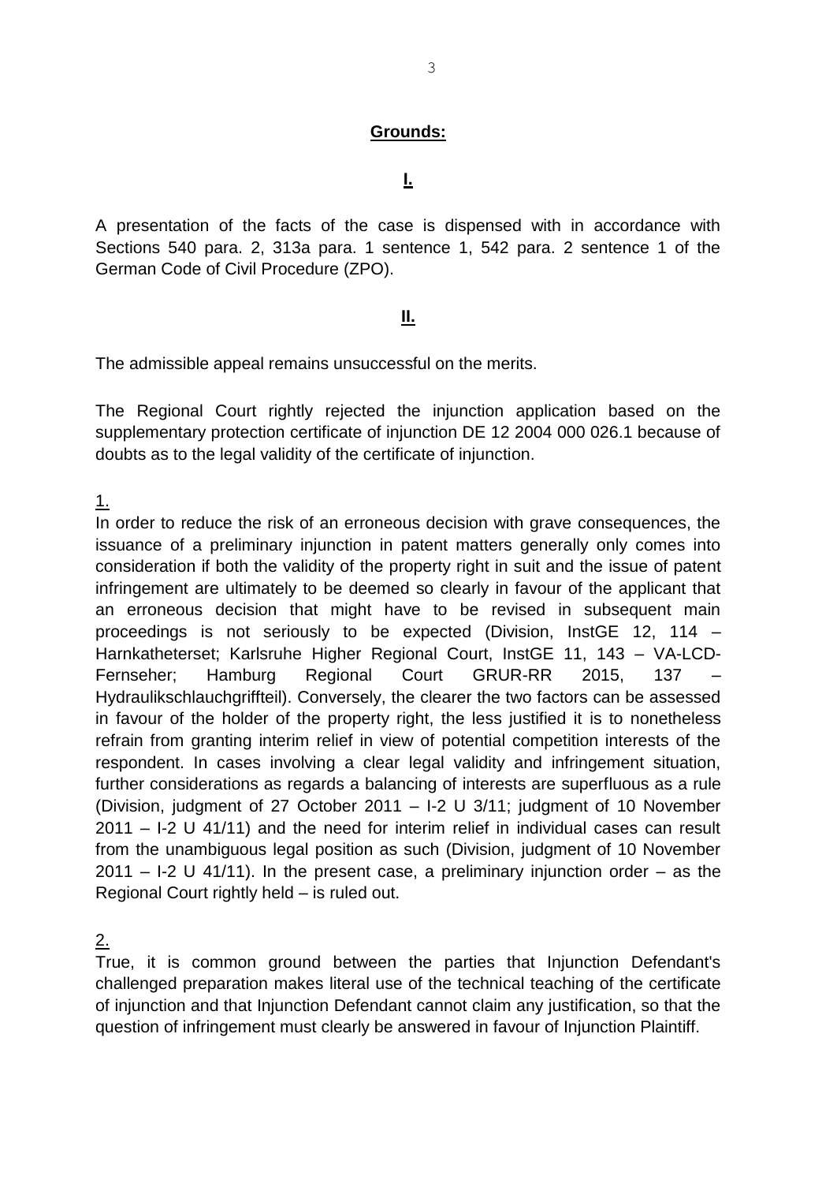**Grounds:**

**I.**

A presentation of the facts of the case is dispensed with in accordance with Sections 540 para. 2, 313a para. 1 sentence 1, 542 para. 2 sentence 1 of the German Code of Civil Procedure (ZPO).

**II.**

The admissible appeal remains unsuccessful on the merits.

The Regional Court rightly rejected the injunction application based on the supplementary protection certificate of injunction DE 12 2004 000 026.1 because of doubts as to the legal validity of the certificate of injunction.

1.

In order to reduce the risk of an erroneous decision with grave consequences, the issuance of a preliminary injunction in patent matters generally only comes into consideration if both the validity of the property right in suit and the issue of patent infringement are ultimately to be deemed so clearly in favour of the applicant that an erroneous decision that might have to be revised in subsequent main proceedings is not seriously to be expected (Division, InstGE 12, 114 – Harnkatheterset; Karlsruhe Higher Regional Court, InstGE 11, 143 – VA-LCD-Fernseher; Hamburg Regional Court GRUR-RR 2015, 137 – Hydraulikschlauchgriffteil). Conversely, the clearer the two factors can be assessed in favour of the holder of the property right, the less justified it is to nonetheless refrain from granting interim relief in view of potential competition interests of the respondent. In cases involving a clear legal validity and infringement situation, further considerations as regards a balancing of interests are superfluous as a rule (Division, judgment of 27 October 2011 – I-2 U 3/11; judgment of 10 November 2011 – I-2 U 41/11) and the need for interim relief in individual cases can result from the unambiguous legal position as such (Division, judgment of 10 November 2011 – I-2 U 41/11). In the present case, a preliminary injunction order – as the Regional Court rightly held – is ruled out.

2.

True, it is common ground between the parties that Injunction Defendant's challenged preparation makes literal use of the technical teaching of the certificate of injunction and that Injunction Defendant cannot claim any justification, so that the question of infringement must clearly be answered in favour of Injunction Plaintiff.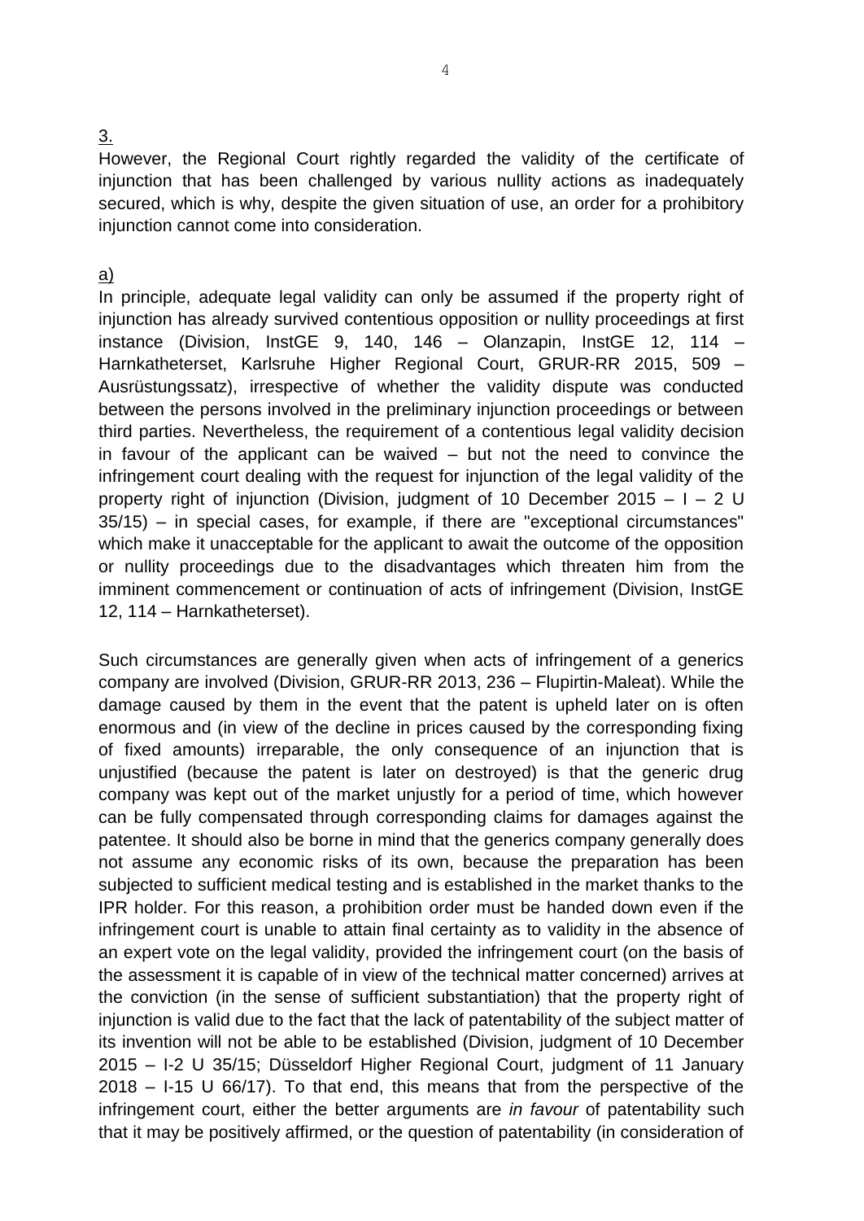3.

However, the Regional Court rightly regarded the validity of the certificate of injunction that has been challenged by various nullity actions as inadequately secured, which is why, despite the given situation of use, an order for a prohibitory injunction cannot come into consideration.

a)

In principle, adequate legal validity can only be assumed if the property right of injunction has already survived contentious opposition or nullity proceedings at first instance (Division, InstGE 9, 140, 146 – Olanzapin, InstGE 12, 114 – Harnkatheterset, Karlsruhe Higher Regional Court, GRUR-RR 2015, 509 – Ausrüstungssatz), irrespective of whether the validity dispute was conducted between the persons involved in the preliminary injunction proceedings or between third parties. Nevertheless, the requirement of a contentious legal validity decision in favour of the applicant can be waived – but not the need to convince the infringement court dealing with the request for injunction of the legal validity of the property right of injunction (Division, judgment of 10 December 2015 – I – 2 U 35/15) – in special cases, for example, if there are "exceptional circumstances" which make it unacceptable for the applicant to await the outcome of the opposition or nullity proceedings due to the disadvantages which threaten him from the imminent commencement or continuation of acts of infringement (Division, InstGE 12, 114 – Harnkatheterset).

Such circumstances are generally given when acts of infringement of a generics company are involved (Division, GRUR-RR 2013, 236 – Flupirtin-Maleat). While the damage caused by them in the event that the patent is upheld later on is often enormous and (in view of the decline in prices caused by the corresponding fixing of fixed amounts) irreparable, the only consequence of an injunction that is unjustified (because the patent is later on destroyed) is that the generic drug company was kept out of the market unjustly for a period of time, which however can be fully compensated through corresponding claims for damages against the patentee. It should also be borne in mind that the generics company generally does not assume any economic risks of its own, because the preparation has been subjected to sufficient medical testing and is established in the market thanks to the IPR holder. For this reason, a prohibition order must be handed down even if the infringement court is unable to attain final certainty as to validity in the absence of an expert vote on the legal validity, provided the infringement court (on the basis of the assessment it is capable of in view of the technical matter concerned) arrives at the conviction (in the sense of sufficient substantiation) that the property right of injunction is valid due to the fact that the lack of patentability of the subject matter of its invention will not be able to be established (Division, judgment of 10 December 2015 – I-2 U 35/15; Düsseldorf Higher Regional Court, judgment of 11 January 2018 – I-15 U 66/17). To that end, this means that from the perspective of the infringement court, either the better arguments are *in favour* of patentability such that it may be positively affirmed, or the question of patentability (in consideration of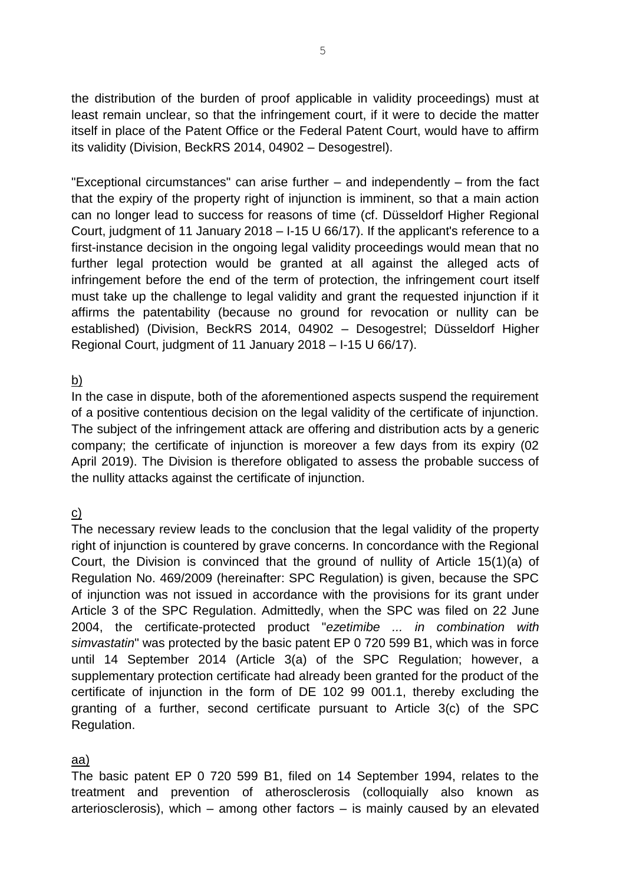the distribution of the burden of proof applicable in validity proceedings) must at least remain unclear, so that the infringement court, if it were to decide the matter itself in place of the Patent Office or the Federal Patent Court, would have to affirm its validity (Division, BeckRS 2014, 04902 – Desogestrel).

"Exceptional circumstances" can arise further – and independently – from the fact that the expiry of the property right of injunction is imminent, so that a main action can no longer lead to success for reasons of time (cf. Düsseldorf Higher Regional Court, judgment of 11 January 2018 – I-15 U 66/17). If the applicant's reference to a first-instance decision in the ongoing legal validity proceedings would mean that no further legal protection would be granted at all against the alleged acts of infringement before the end of the term of protection, the infringement court itself must take up the challenge to legal validity and grant the requested injunction if it affirms the patentability (because no ground for revocation or nullity can be established) (Division, BeckRS 2014, 04902 – Desogestrel; Düsseldorf Higher Regional Court, judgment of 11 January 2018 – I-15 U 66/17).

<u>b)</u>

In the case in dispute, both of the aforementioned aspects suspend the requirement of a positive contentious decision on the legal validity of the certificate of injunction. The subject of the infringement attack are offering and distribution acts by a generic company; the certificate of injunction is moreover a few days from its expiry (02 April 2019). The Division is therefore obligated to assess the probable success of the nullity attacks against the certificate of injunction.

<u>c)</u>

The necessary review leads to the conclusion that the legal validity of the property right of injunction is countered by grave concerns. In concordance with the Regional Court, the Division is convinced that the ground of nullity of Article 15(1)(a) of Regulation No. 469/2009 (hereinafter: SPC Regulation) is given, because the SPC of injunction was not issued in accordance with the provisions for its grant under Article 3 of the SPC Regulation. Admittedly, when the SPC was filed on 22 June 2004, the certificate-protected product "*ezetimibe ... in combination with simvastatin*" was protected by the basic patent EP 0 720 599 B1, which was in force until 14 September 2014 (Article 3(a) of the SPC Regulation; however, a supplementary protection certificate had already been granted for the product of the certificate of injunction in the form of DE 102 99 001.1, thereby excluding the granting of a further, second certificate pursuant to Article 3(c) of the SPC Regulation.

<u>aa)</u>

The basic patent EP 0 720 599 B1, filed on 14 September 1994, relates to the treatment and prevention of atherosclerosis (colloquially also known as arteriosclerosis), which – among other factors – is mainly caused by an elevated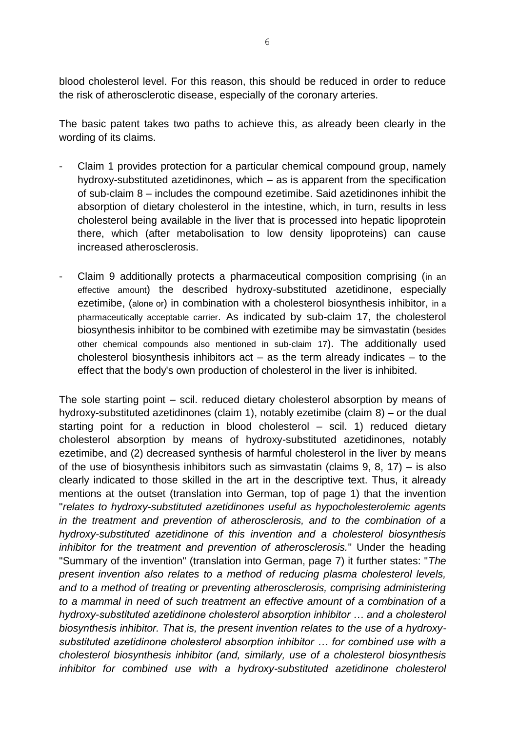blood cholesterol level. For this reason, this should be reduced in order to reduce the risk of atherosclerotic disease, especially of the coronary arteries.

The basic patent takes two paths to achieve this, as already been clearly in the wording of its claims.

- Claim 1 provides protection for a particular chemical compound group, namely hydroxy-substituted azetidinones, which – as is apparent from the specification of sub-claim 8 – includes the compound ezetimibe. Said azetidinones inhibit the absorption of dietary cholesterol in the intestine, which, in turn, results in less cholesterol being available in the liver that is processed into hepatic lipoprotein there, which (after metabolisation to low density lipoproteins) can cause increased atherosclerosis.

- Claim 9 additionally protects a pharmaceutical composition comprising (in an effective amount) the described hydroxy-substituted azetidinone, especially ezetimibe, (alone or) in combination with a cholesterol biosynthesis inhibitor, in a pharmaceutically acceptable carrier. As indicated by sub-claim 17, the cholesterol biosynthesis inhibitor to be combined with ezetimibe may be simvastatin (besides other chemical compounds also mentioned in sub-claim 17). The additionally used cholesterol biosynthesis inhibitors act – as the term already indicates – to the effect that the body's own production of cholesterol in the liver is inhibited.

The sole starting point – scil. reduced dietary cholesterol absorption by means of hydroxy-substituted azetidinones (claim 1), notably ezetimibe (claim 8) – or the dual starting point for a reduction in blood cholesterol – scil. 1) reduced dietary cholesterol absorption by means of hydroxy-substituted azetidinones, notably ezetimibe, and (2) decreased synthesis of harmful cholesterol in the liver by means of the use of biosynthesis inhibitors such as simvastatin (claims 9, 8, 17) – is also clearly indicated to those skilled in the art in the descriptive text. Thus, it already mentions at the outset (translation into German, top of page 1) that the invention "*relates to hydroxy-substituted azetidinones useful as hypocholesterolemic agents in the treatment and prevention of atherosclerosis, and to the combination of a hydroxy-substituted azetidinone of this invention and a cholesterol biosynthesis inhibitor for the treatment and prevention of atherosclerosis.*" Under the heading "Summary of the invention" (translation into German, page 7) it further states: "*The present invention also relates to a method of reducing plasma cholesterol levels, and to a method of treating or preventing atherosclerosis, comprising administering to a mammal in need of such treatment an effective amount of a combination of a hydroxy-substituted azetidinone cholesterol absorption inhibitor … and a cholesterol biosynthesis inhibitor. That is, the present invention relates to the use of a hydroxy-substituted azetidinone cholesterol absorption inhibitor … for combined use with a cholesterol biosynthesis inhibitor (and, similarly, use of a cholesterol biosynthesis inhibitor for combined use with a hydroxy-substituted azetidinone cholesterol*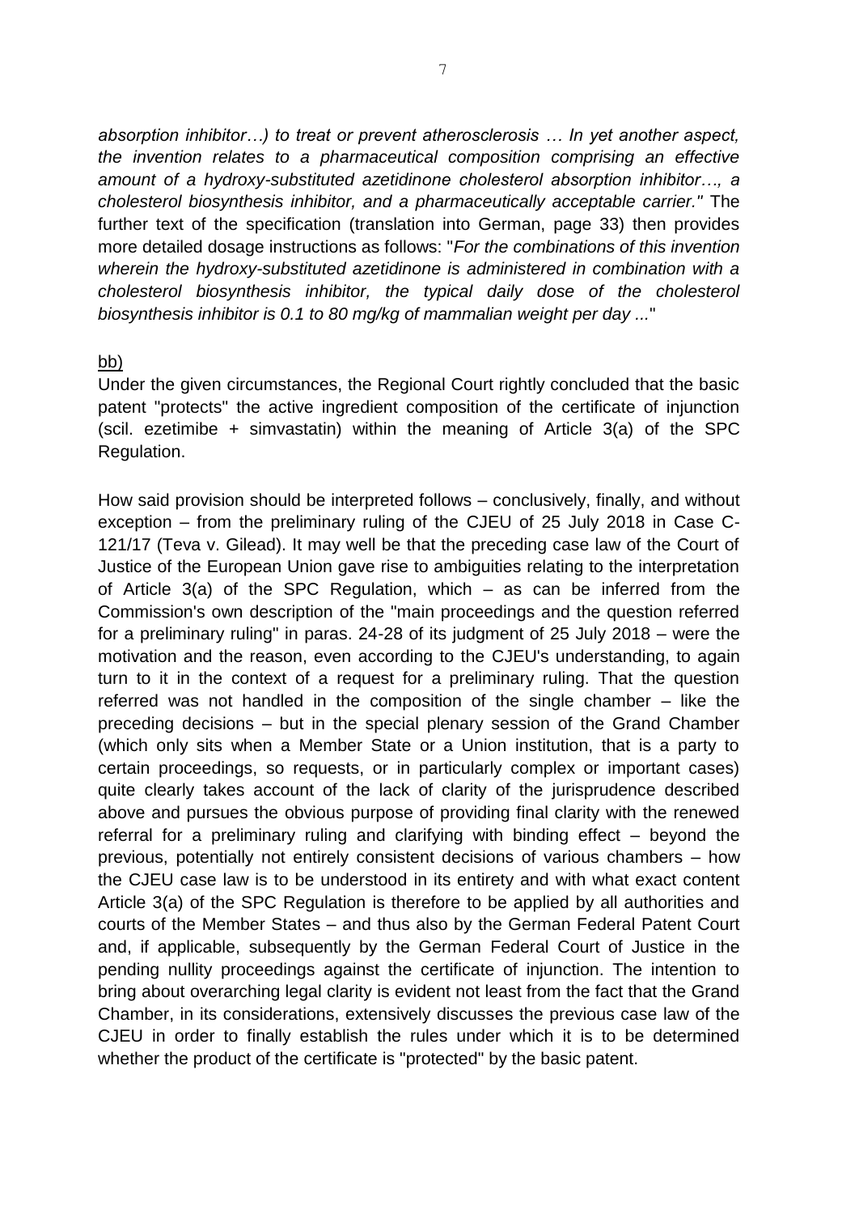*absorption inhibitor…) to treat or prevent atherosclerosis … In yet another aspect, the invention relates to a pharmaceutical composition comprising an effective amount of a hydroxy-substituted azetidinone cholesterol absorption inhibitor…, a cholesterol biosynthesis inhibitor, and a pharmaceutically acceptable carrier."* The further text of the specification (translation into German, page 33) then provides more detailed dosage instructions as follows: "*For the combinations of this invention wherein the hydroxy-substituted azetidinone is administered in combination with a cholesterol biosynthesis inhibitor, the typical daily dose of the cholesterol biosynthesis inhibitor is 0.1 to 80 mg/kg of mammalian weight per day ...*"

<u>bb)</u>

Under the given circumstances, the Regional Court rightly concluded that the basic patent "protects" the active ingredient composition of the certificate of injunction (scil. ezetimibe + simvastatin) within the meaning of Article 3(a) of the SPC Regulation.

How said provision should be interpreted follows – conclusively, finally, and without exception – from the preliminary ruling of the CJEU of 25 July 2018 in Case C-121/17 (Teva v. Gilead). It may well be that the preceding case law of the Court of Justice of the European Union gave rise to ambiguities relating to the interpretation of Article 3(a) of the SPC Regulation, which – as can be inferred from the Commission's own description of the "main proceedings and the question referred for a preliminary ruling" in paras. 24-28 of its judgment of 25 July 2018 – were the motivation and the reason, even according to the CJEU's understanding, to again turn to it in the context of a request for a preliminary ruling. That the question referred was not handled in the composition of the single chamber – like the preceding decisions – but in the special plenary session of the Grand Chamber (which only sits when a Member State or a Union institution, that is a party to certain proceedings, so requests, or in particularly complex or important cases) quite clearly takes account of the lack of clarity of the jurisprudence described above and pursues the obvious purpose of providing final clarity with the renewed referral for a preliminary ruling and clarifying with binding effect – beyond the previous, potentially not entirely consistent decisions of various chambers – how the CJEU case law is to be understood in its entirety and with what exact content Article 3(a) of the SPC Regulation is therefore to be applied by all authorities and courts of the Member States – and thus also by the German Federal Patent Court and, if applicable, subsequently by the German Federal Court of Justice in the pending nullity proceedings against the certificate of injunction. The intention to bring about overarching legal clarity is evident not least from the fact that the Grand Chamber, in its considerations, extensively discusses the previous case law of the CJEU in order to finally establish the rules under which it is to be determined whether the product of the certificate is "protected" by the basic patent.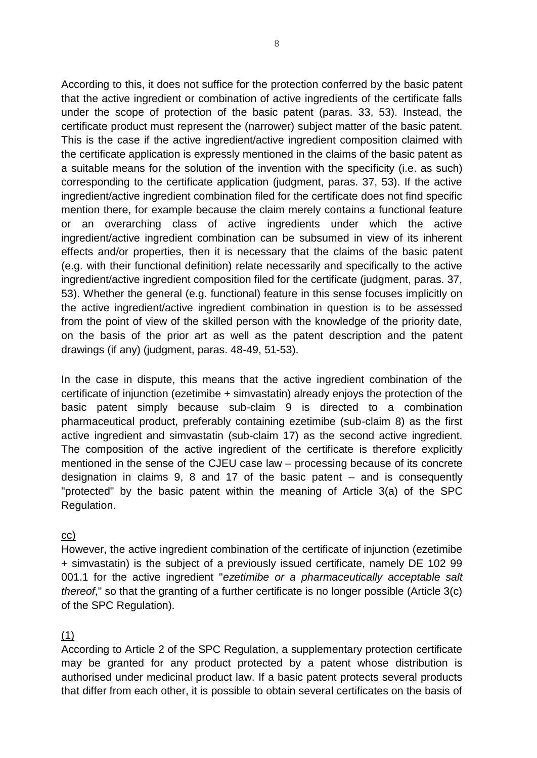According to this, it does not suffice for the protection conferred by the basic patent that the active ingredient or combination of active ingredients of the certificate falls under the scope of protection of the basic patent (paras. 33, 53). Instead, the certificate product must represent the (narrower) subject matter of the basic patent. This is the case if the active ingredient/active ingredient composition claimed with the certificate application is expressly mentioned in the claims of the basic patent as a suitable means for the solution of the invention with the specificity (i.e. as such) corresponding to the certificate application (judgment, paras. 37, 53). If the active ingredient/active ingredient combination filed for the certificate does not find specific mention there, for example because the claim merely contains a functional feature or an overarching class of active ingredients under which the active ingredient/active ingredient combination can be subsumed in view of its inherent effects and/or properties, then it is necessary that the claims of the basic patent (e.g. with their functional definition) relate necessarily and specifically to the active ingredient/active ingredient composition filed for the certificate (judgment, paras. 37, 53). Whether the general (e.g. functional) feature in this sense focuses implicitly on the active ingredient/active ingredient combination in question is to be assessed from the point of view of the skilled person with the knowledge of the priority date, on the basis of the prior art as well as the patent description and the patent drawings (if any) (judgment, paras. 48-49, 51-53).

In the case in dispute, this means that the active ingredient combination of the certificate of injunction (ezetimibe + simvastatin) already enjoys the protection of the basic patent simply because sub-claim 9 is directed to a combination pharmaceutical product, preferably containing ezetimibe (sub-claim 8) as the first active ingredient and simvastatin (sub-claim 17) as the second active ingredient. The composition of the active ingredient of the certificate is therefore explicitly mentioned in the sense of the CJEU case law – processing because of its concrete designation in claims 9, 8 and 17 of the basic patent – and is consequently "protected" by the basic patent within the meaning of Article 3(a) of the SPC Regulation.

cc)

However, the active ingredient combination of the certificate of injunction (ezetimibe + simvastatin) is the subject of a previously issued certificate, namely DE 102 99 001.1 for the active ingredient "*ezetimibe or a pharmaceutically acceptable salt thereof*," so that the granting of a further certificate is no longer possible (Article 3(c) of the SPC Regulation).

(1)

According to Article 2 of the SPC Regulation, a supplementary protection certificate may be granted for any product protected by a patent whose distribution is authorised under medicinal product law. If a basic patent protects several products that differ from each other, it is possible to obtain several certificates on the basis of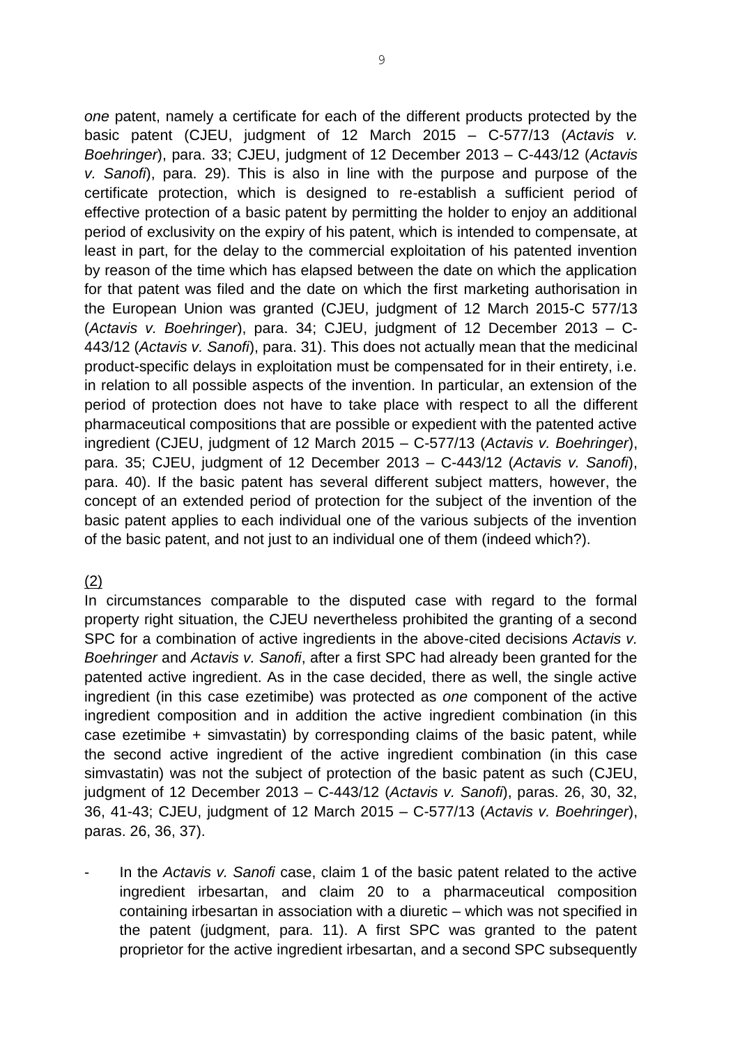*one* patent, namely a certificate for each of the different products protected by the basic patent (CJEU, judgment of 12 March 2015 – C-577/13 (*Actavis v. Boehringer*), para. 33; CJEU, judgment of 12 December 2013 – C-443/12 (*Actavis v. Sanofi*), para. 29). This is also in line with the purpose and purpose of the certificate protection, which is designed to re-establish a sufficient period of effective protection of a basic patent by permitting the holder to enjoy an additional period of exclusivity on the expiry of his patent, which is intended to compensate, at least in part, for the delay to the commercial exploitation of his patented invention by reason of the time which has elapsed between the date on which the application for that patent was filed and the date on which the first marketing authorisation in the European Union was granted (CJEU, judgment of 12 March 2015-C 577/13 (*Actavis v. Boehringer*), para. 34; CJEU, judgment of 12 December 2013 – C-443/12 (*Actavis v. Sanofi*), para. 31). This does not actually mean that the medicinal product-specific delays in exploitation must be compensated for in their entirety, i.e. in relation to all possible aspects of the invention. In particular, an extension of the period of protection does not have to take place with respect to all the different pharmaceutical compositions that are possible or expedient with the patented active ingredient (CJEU, judgment of 12 March 2015 – C-577/13 (*Actavis v. Boehringer*), para. 35; CJEU, judgment of 12 December 2013 – C-443/12 (*Actavis v. Sanofi*), para. 40). If the basic patent has several different subject matters, however, the concept of an extended period of protection for the subject of the invention of the basic patent applies to each individual one of the various subjects of the invention of the basic patent, and not just to an individual one of them (indeed which?).

(2)

In circumstances comparable to the disputed case with regard to the formal property right situation, the CJEU nevertheless prohibited the granting of a second SPC for a combination of active ingredients in the above-cited decisions *Actavis v. Boehringer* and *Actavis v. Sanofi*, after a first SPC had already been granted for the patented active ingredient. As in the case decided, there as well, the single active ingredient (in this case ezetimibe) was protected as *one* component of the active ingredient composition and in addition the active ingredient combination (in this case ezetimibe + simvastatin) by corresponding claims of the basic patent, while the second active ingredient of the active ingredient combination (in this case simvastatin) was not the subject of protection of the basic patent as such (CJEU, judgment of 12 December 2013 – C-443/12 (*Actavis v. Sanofi*), paras. 26, 30, 32, 36, 41-43; CJEU, judgment of 12 March 2015 – C-577/13 (*Actavis v. Boehringer*), paras. 26, 36, 37).

- In the *Actavis v. Sanofi* case, claim 1 of the basic patent related to the active ingredient irbesartan, and claim 20 to a pharmaceutical composition containing irbesartan in association with a diuretic – which was not specified in the patent (judgment, para. 11). A first SPC was granted to the patent proprietor for the active ingredient irbesartan, and a second SPC subsequently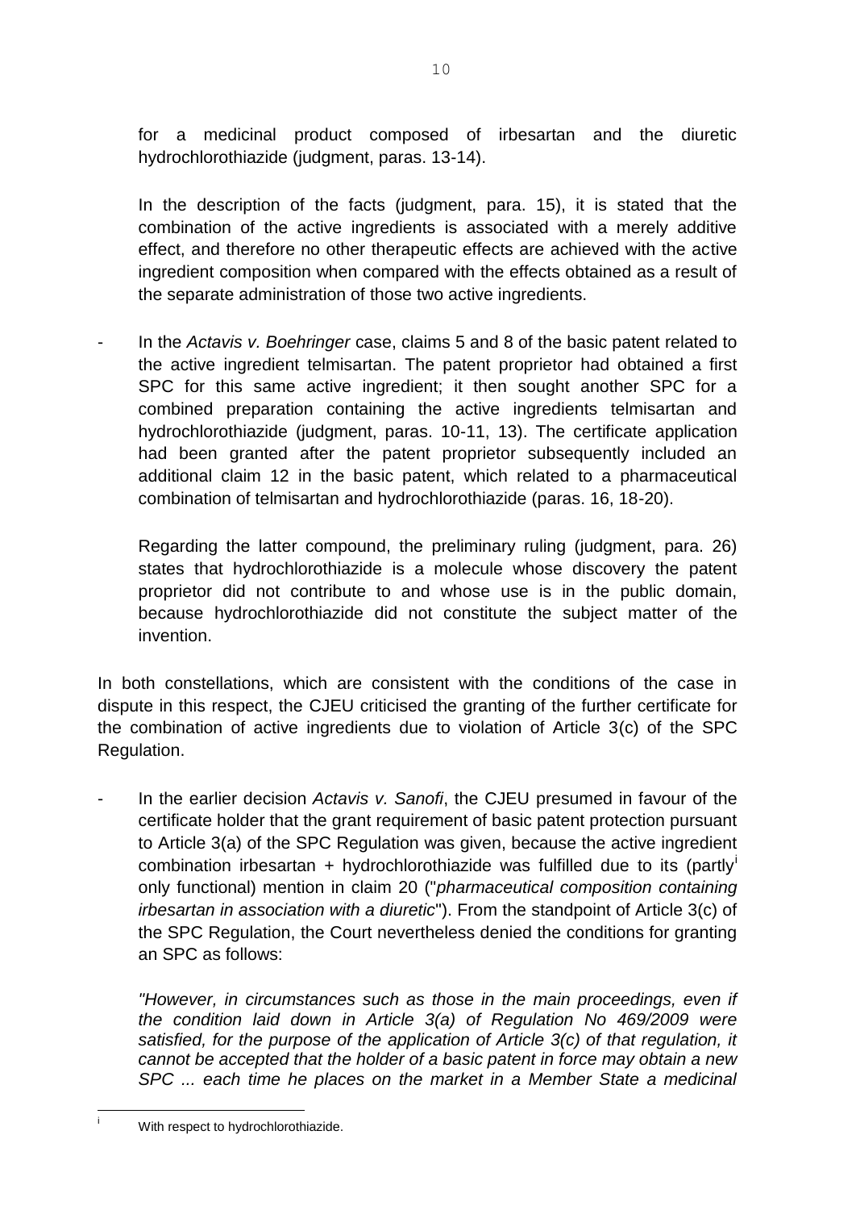for a medicinal product composed of irbesartan and the diuretic hydrochlorothiazide (judgment, paras. 13-14).

In the description of the facts (judgment, para. 15), it is stated that the combination of the active ingredients is associated with a merely additive effect, and therefore no other therapeutic effects are achieved with the active ingredient composition when compared with the effects obtained as a result of the separate administration of those two active ingredients.

- In the *Actavis v. Boehringer* case, claims 5 and 8 of the basic patent related to the active ingredient telmisartan. The patent proprietor had obtained a first SPC for this same active ingredient; it then sought another SPC for a combined preparation containing the active ingredients telmisartan and hydrochlorothiazide (judgment, paras. 10-11, 13). The certificate application had been granted after the patent proprietor subsequently included an additional claim 12 in the basic patent, which related to a pharmaceutical combination of telmisartan and hydrochlorothiazide (paras. 16, 18-20).

  Regarding the latter compound, the preliminary ruling (judgment, para. 26) states that hydrochlorothiazide is a molecule whose discovery the patent proprietor did not contribute to and whose use is in the public domain, because hydrochlorothiazide did not constitute the subject matter of the invention.

In both constellations, which are consistent with the conditions of the case in dispute in this respect, the CJEU criticised the granting of the further certificate for the combination of active ingredients due to violation of Article 3(c) of the SPC Regulation.

- In the earlier decision *Actavis v. Sanofi*, the CJEU presumed in favour of the certificate holder that the grant requirement of basic patent protection pursuant to Article 3(a) of the SPC Regulation was given, because the active ingredient combination irbesartan + hydrochlorothiazide was fulfilled due to its (partly[i] only functional) mention in claim 20 ("*pharmaceutical composition containing irbesartan in association with a diuretic*"). From the standpoint of Article 3(c) of the SPC Regulation, the Court nevertheless denied the conditions for granting an SPC as follows:

  *"However, in circumstances such as those in the main proceedings, even if the condition laid down in Article 3(a) of Regulation No 469/2009 were satisfied, for the purpose of the application of Article 3(c) of that regulation, it cannot be accepted that the holder of a basic patent in force may obtain a new SPC ... each time he places on the market in a Member State a medicinal*

---

[i] With respect to hydrochlorothiazide.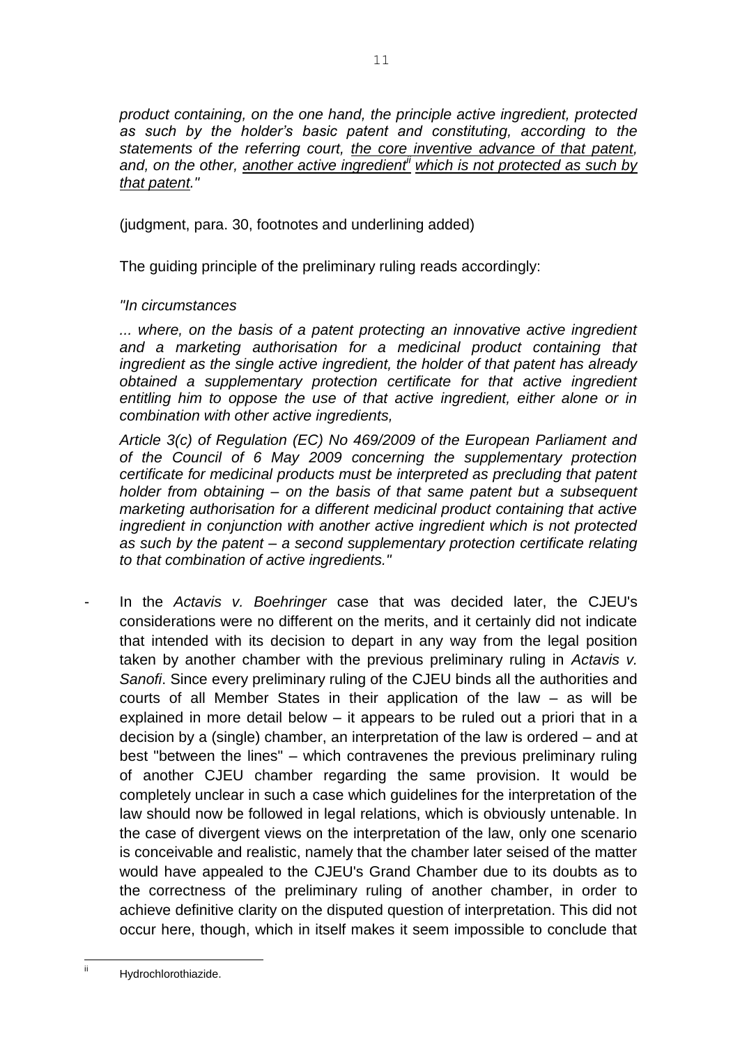*product containing, on the one hand, the principle active ingredient, protected as such by the holder's basic patent and constituting, according to the statements of the referring court, <u>the core inventive advance of that patent</u>, and, on the other, <u>another active ingredient</u>[ii] <u>which is not protected as such by that patent</u>."*

(judgment, para. 30, footnotes and underlining added)

The guiding principle of the preliminary ruling reads accordingly:

*"In circumstances*

*... where, on the basis of a patent protecting an innovative active ingredient and a marketing authorisation for a medicinal product containing that ingredient as the single active ingredient, the holder of that patent has already obtained a supplementary protection certificate for that active ingredient entitling him to oppose the use of that active ingredient, either alone or in combination with other active ingredients,*

*Article 3(c) of Regulation (EC) No 469/2009 of the European Parliament and of the Council of 6 May 2009 concerning the supplementary protection certificate for medicinal products must be interpreted as precluding that patent holder from obtaining – on the basis of that same patent but a subsequent marketing authorisation for a different medicinal product containing that active ingredient in conjunction with another active ingredient which is not protected as such by the patent – a second supplementary protection certificate relating to that combination of active ingredients."*

- In the *Actavis v. Boehringer* case that was decided later, the CJEU's considerations were no different on the merits, and it certainly did not indicate that intended with its decision to depart in any way from the legal position taken by another chamber with the previous preliminary ruling in *Actavis v. Sanofi*. Since every preliminary ruling of the CJEU binds all the authorities and courts of all Member States in their application of the law – as will be explained in more detail below – it appears to be ruled out a priori that in a decision by a (single) chamber, an interpretation of the law is ordered – and at best "between the lines" – which contravenes the previous preliminary ruling of another CJEU chamber regarding the same provision. It would be completely unclear in such a case which guidelines for the interpretation of the law should now be followed in legal relations, which is obviously untenable. In the case of divergent views on the interpretation of the law, only one scenario is conceivable and realistic, namely that the chamber later seised of the matter would have appealed to the CJEU's Grand Chamber due to its doubts as to the correctness of the preliminary ruling of another chamber, in order to achieve definitive clarity on the disputed question of interpretation. This did not occur here, though, which in itself makes it seem impossible to conclude that

---

[ii] Hydrochlorothiazide.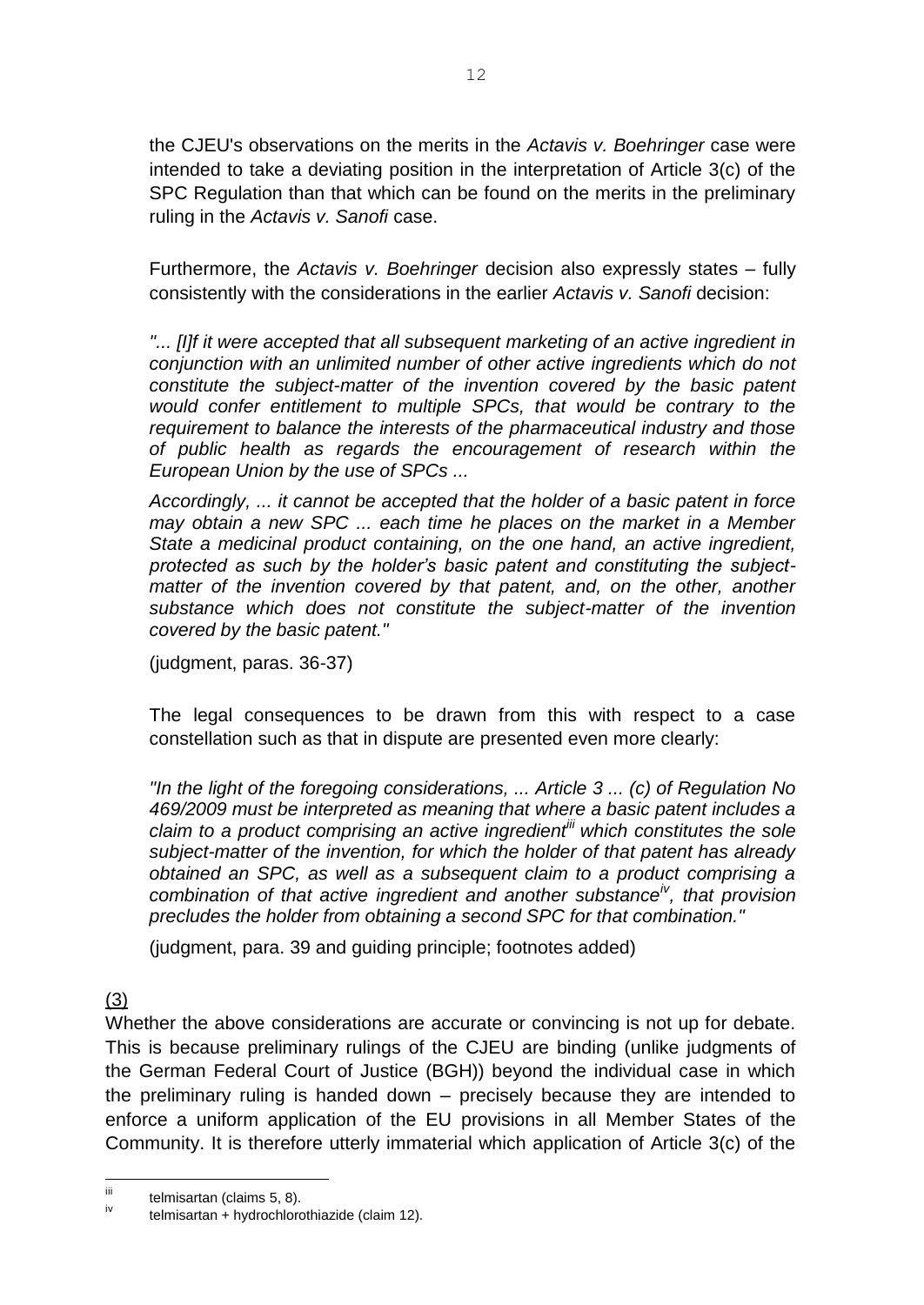the CJEU's observations on the merits in the *Actavis v. Boehringer* case were intended to take a deviating position in the interpretation of Article 3(c) of the SPC Regulation than that which can be found on the merits in the preliminary ruling in the *Actavis v. Sanofi* case.

Furthermore, the *Actavis v. Boehringer* decision also expressly states – fully consistently with the considerations in the earlier *Actavis v. Sanofi* decision:

*"... [I]f it were accepted that all subsequent marketing of an active ingredient in conjunction with an unlimited number of other active ingredients which do not constitute the subject-matter of the invention covered by the basic patent would confer entitlement to multiple SPCs, that would be contrary to the requirement to balance the interests of the pharmaceutical industry and those of public health as regards the encouragement of research within the European Union by the use of SPCs ...*

*Accordingly, ... it cannot be accepted that the holder of a basic patent in force may obtain a new SPC ... each time he places on the market in a Member State a medicinal product containing, on the one hand, an active ingredient, protected as such by the holder's basic patent and constituting the subject-matter of the invention covered by that patent, and, on the other, another substance which does not constitute the subject-matter of the invention covered by the basic patent."*

(judgment, paras. 36-37)

The legal consequences to be drawn from this with respect to a case constellation such as that in dispute are presented even more clearly:

*"In the light of the foregoing considerations, ... Article 3 ... (c) of Regulation No 469/2009 must be interpreted as meaning that where a basic patent includes a claim to a product comprising an active ingredient[iii] which constitutes the sole subject-matter of the invention, for which the holder of that patent has already obtained an SPC, as well as a subsequent claim to a product comprising a combination of that active ingredient and another substance[iv], that provision precludes the holder from obtaining a second SPC for that combination."*

(judgment, para. 39 and guiding principle; footnotes added)

(3)

Whether the above considerations are accurate or convincing is not up for debate. This is because preliminary rulings of the CJEU are binding (unlike judgments of the German Federal Court of Justice (BGH)) beyond the individual case in which the preliminary ruling is handed down – precisely because they are intended to enforce a uniform application of the EU provisions in all Member States of the Community. It is therefore utterly immaterial which application of Article 3(c) of the

[iii] telmisartan (claims 5, 8).

[iv] telmisartan + hydrochlorothiazide (claim 12).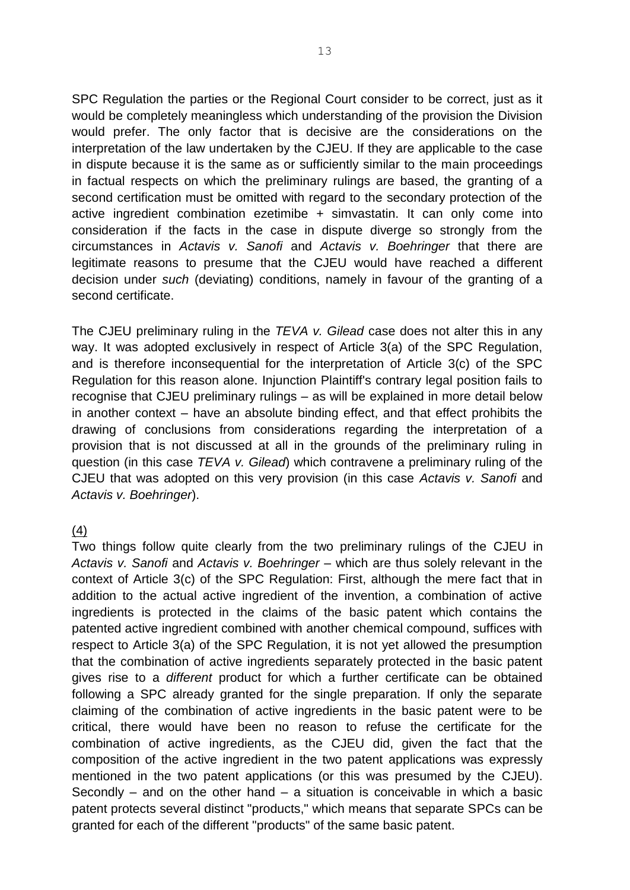SPC Regulation the parties or the Regional Court consider to be correct, just as it would be completely meaningless which understanding of the provision the Division would prefer. The only factor that is decisive are the considerations on the interpretation of the law undertaken by the CJEU. If they are applicable to the case in dispute because it is the same as or sufficiently similar to the main proceedings in factual respects on which the preliminary rulings are based, the granting of a second certification must be omitted with regard to the secondary protection of the active ingredient combination ezetimibe + simvastatin. It can only come into consideration if the facts in the case in dispute diverge so strongly from the circumstances in *Actavis v. Sanofi* and *Actavis v. Boehringer* that there are legitimate reasons to presume that the CJEU would have reached a different decision under *such* (deviating) conditions, namely in favour of the granting of a second certificate.

The CJEU preliminary ruling in the *TEVA v. Gilead* case does not alter this in any way. It was adopted exclusively in respect of Article 3(a) of the SPC Regulation, and is therefore inconsequential for the interpretation of Article 3(c) of the SPC Regulation for this reason alone. Injunction Plaintiff's contrary legal position fails to recognise that CJEU preliminary rulings – as will be explained in more detail below in another context – have an absolute binding effect, and that effect prohibits the drawing of conclusions from considerations regarding the interpretation of a provision that is not discussed at all in the grounds of the preliminary ruling in question (in this case *TEVA v. Gilead*) which contravene a preliminary ruling of the CJEU that was adopted on this very provision (in this case *Actavis v. Sanofi* and *Actavis v. Boehringer*).

<u>(4)</u>

Two things follow quite clearly from the two preliminary rulings of the CJEU in *Actavis v. Sanofi* and *Actavis v. Boehringer* – which are thus solely relevant in the context of Article 3(c) of the SPC Regulation: First, although the mere fact that in addition to the actual active ingredient of the invention, a combination of active ingredients is protected in the claims of the basic patent which contains the patented active ingredient combined with another chemical compound, suffices with respect to Article 3(a) of the SPC Regulation, it is not yet allowed the presumption that the combination of active ingredients separately protected in the basic patent gives rise to a *different* product for which a further certificate can be obtained following a SPC already granted for the single preparation. If only the separate claiming of the combination of active ingredients in the basic patent were to be critical, there would have been no reason to refuse the certificate for the combination of active ingredients, as the CJEU did, given the fact that the composition of the active ingredient in the two patent applications was expressly mentioned in the two patent applications (or this was presumed by the CJEU). Secondly – and on the other hand – a situation is conceivable in which a basic patent protects several distinct "products," which means that separate SPCs can be granted for each of the different "products" of the same basic patent.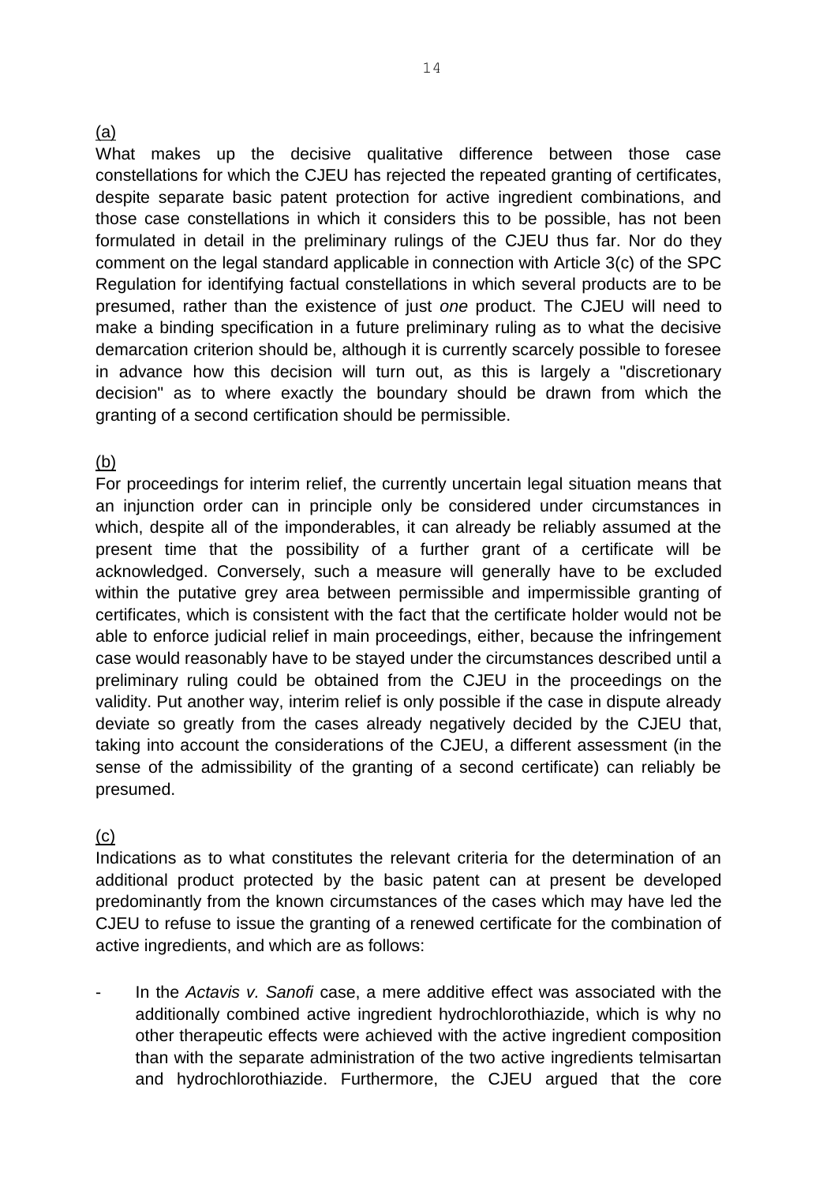(a)

What makes up the decisive qualitative difference between those case constellations for which the CJEU has rejected the repeated granting of certificates, despite separate basic patent protection for active ingredient combinations, and those case constellations in which it considers this to be possible, has not been formulated in detail in the preliminary rulings of the CJEU thus far. Nor do they comment on the legal standard applicable in connection with Article 3(c) of the SPC Regulation for identifying factual constellations in which several products are to be presumed, rather than the existence of just *one* product. The CJEU will need to make a binding specification in a future preliminary ruling as to what the decisive demarcation criterion should be, although it is currently scarcely possible to foresee in advance how this decision will turn out, as this is largely a "discretionary decision" as to where exactly the boundary should be drawn from which the granting of a second certification should be permissible.

(b)

For proceedings for interim relief, the currently uncertain legal situation means that an injunction order can in principle only be considered under circumstances in which, despite all of the imponderables, it can already be reliably assumed at the present time that the possibility of a further grant of a certificate will be acknowledged. Conversely, such a measure will generally have to be excluded within the putative grey area between permissible and impermissible granting of certificates, which is consistent with the fact that the certificate holder would not be able to enforce judicial relief in main proceedings, either, because the infringement case would reasonably have to be stayed under the circumstances described until a preliminary ruling could be obtained from the CJEU in the proceedings on the validity. Put another way, interim relief is only possible if the case in dispute already deviate so greatly from the cases already negatively decided by the CJEU that, taking into account the considerations of the CJEU, a different assessment (in the sense of the admissibility of the granting of a second certificate) can reliably be presumed.

(c)

Indications as to what constitutes the relevant criteria for the determination of an additional product protected by the basic patent can at present be developed predominantly from the known circumstances of the cases which may have led the CJEU to refuse to issue the granting of a renewed certificate for the combination of active ingredients, and which are as follows:

- In the *Actavis v. Sanofi* case, a mere additive effect was associated with the additionally combined active ingredient hydrochlorothiazide, which is why no other therapeutic effects were achieved with the active ingredient composition than with the separate administration of the two active ingredients telmisartan and hydrochlorothiazide. Furthermore, the CJEU argued that the core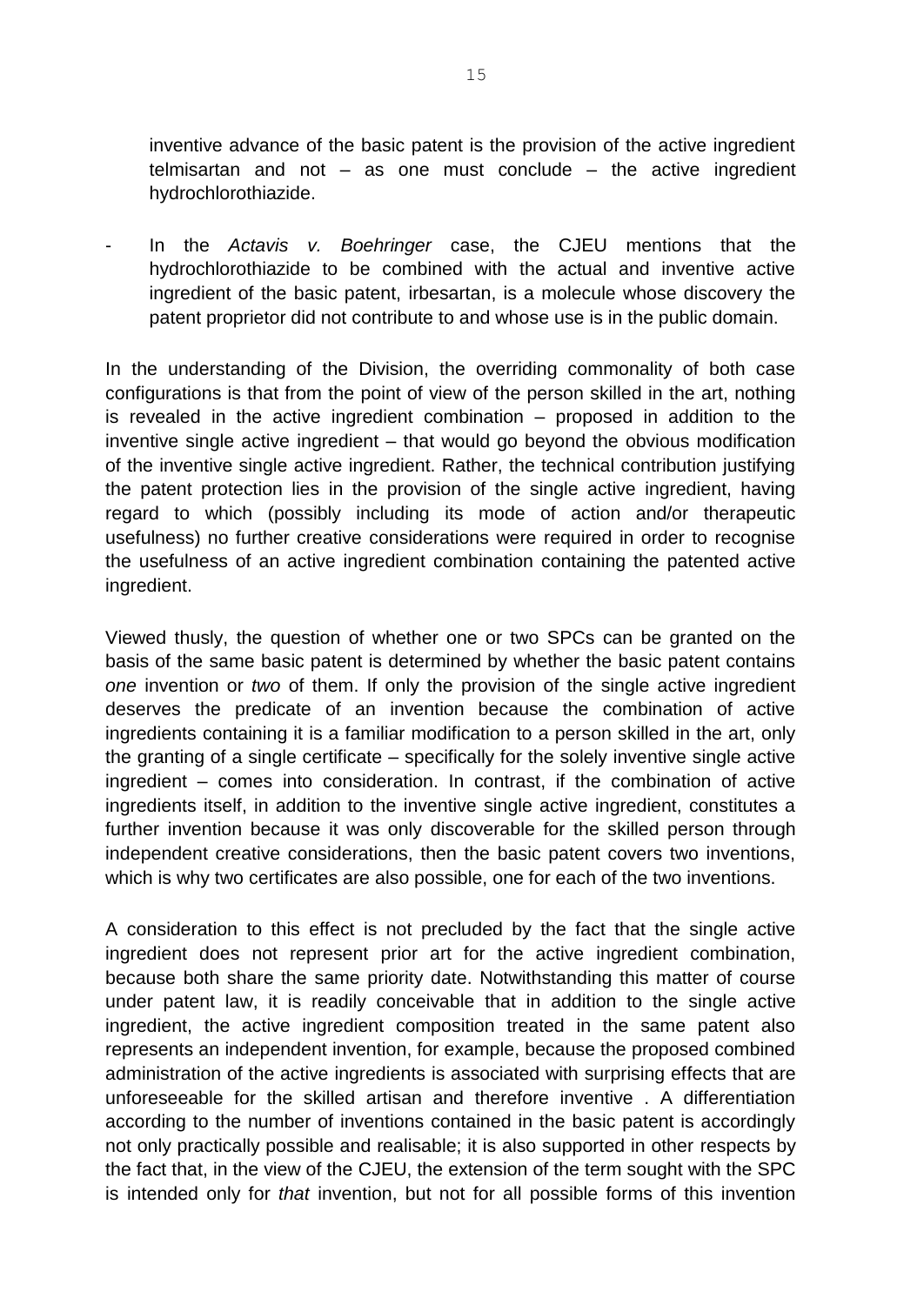inventive advance of the basic patent is the provision of the active ingredient telmisartan and not – as one must conclude – the active ingredient hydrochlorothiazide.

- In the *Actavis v. Boehringer* case, the CJEU mentions that the hydrochlorothiazide to be combined with the actual and inventive active ingredient of the basic patent, irbesartan, is a molecule whose discovery the patent proprietor did not contribute to and whose use is in the public domain.

In the understanding of the Division, the overriding commonality of both case configurations is that from the point of view of the person skilled in the art, nothing is revealed in the active ingredient combination – proposed in addition to the inventive single active ingredient – that would go beyond the obvious modification of the inventive single active ingredient. Rather, the technical contribution justifying the patent protection lies in the provision of the single active ingredient, having regard to which (possibly including its mode of action and/or therapeutic usefulness) no further creative considerations were required in order to recognise the usefulness of an active ingredient combination containing the patented active ingredient.

Viewed thusly, the question of whether one or two SPCs can be granted on the basis of the same basic patent is determined by whether the basic patent contains *one* invention or *two* of them. If only the provision of the single active ingredient deserves the predicate of an invention because the combination of active ingredients containing it is a familiar modification to a person skilled in the art, only the granting of a single certificate – specifically for the solely inventive single active ingredient – comes into consideration. In contrast, if the combination of active ingredients itself, in addition to the inventive single active ingredient, constitutes a further invention because it was only discoverable for the skilled person through independent creative considerations, then the basic patent covers two inventions, which is why two certificates are also possible, one for each of the two inventions.

A consideration to this effect is not precluded by the fact that the single active ingredient does not represent prior art for the active ingredient combination, because both share the same priority date. Notwithstanding this matter of course under patent law, it is readily conceivable that in addition to the single active ingredient, the active ingredient composition treated in the same patent also represents an independent invention, for example, because the proposed combined administration of the active ingredients is associated with surprising effects that are unforeseeable for the skilled artisan and therefore inventive . A differentiation according to the number of inventions contained in the basic patent is accordingly not only practically possible and realisable; it is also supported in other respects by the fact that, in the view of the CJEU, the extension of the term sought with the SPC is intended only for *that* invention, but not for all possible forms of this invention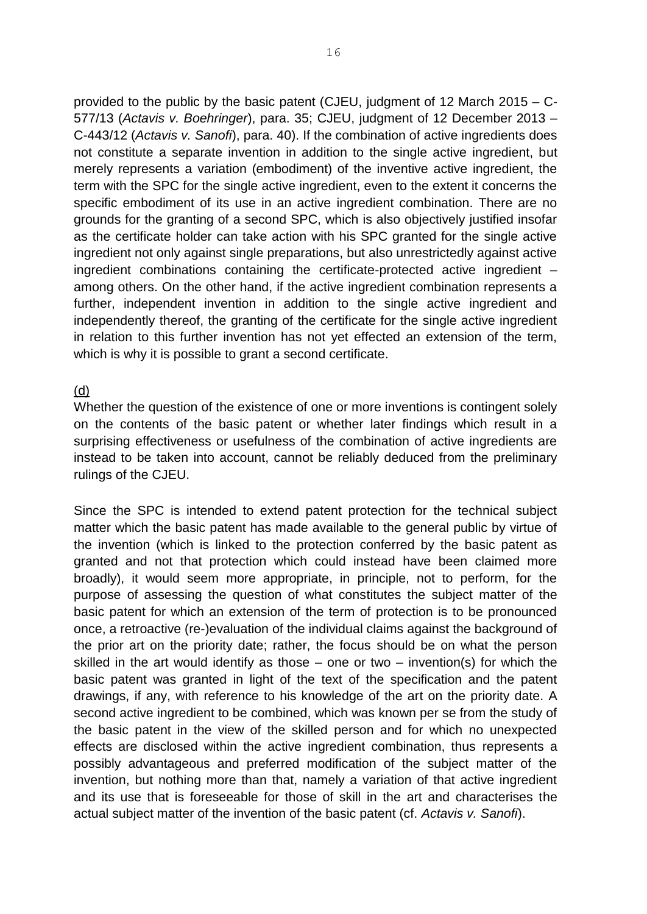provided to the public by the basic patent (CJEU, judgment of 12 March 2015 – C-577/13 (*Actavis v. Boehringer*), para. 35; CJEU, judgment of 12 December 2013 – C-443/12 (*Actavis v. Sanofi*), para. 40). If the combination of active ingredients does not constitute a separate invention in addition to the single active ingredient, but merely represents a variation (embodiment) of the inventive active ingredient, the term with the SPC for the single active ingredient, even to the extent it concerns the specific embodiment of its use in an active ingredient combination. There are no grounds for the granting of a second SPC, which is also objectively justified insofar as the certificate holder can take action with his SPC granted for the single active ingredient not only against single preparations, but also unrestrictedly against active ingredient combinations containing the certificate-protected active ingredient – among others. On the other hand, if the active ingredient combination represents a further, independent invention in addition to the single active ingredient and independently thereof, the granting of the certificate for the single active ingredient in relation to this further invention has not yet effected an extension of the term, which is why it is possible to grant a second certificate.

(d)

Whether the question of the existence of one or more inventions is contingent solely on the contents of the basic patent or whether later findings which result in a surprising effectiveness or usefulness of the combination of active ingredients are instead to be taken into account, cannot be reliably deduced from the preliminary rulings of the CJEU.

Since the SPC is intended to extend patent protection for the technical subject matter which the basic patent has made available to the general public by virtue of the invention (which is linked to the protection conferred by the basic patent as granted and not that protection which could instead have been claimed more broadly), it would seem more appropriate, in principle, not to perform, for the purpose of assessing the question of what constitutes the subject matter of the basic patent for which an extension of the term of protection is to be pronounced once, a retroactive (re-)evaluation of the individual claims against the background of the prior art on the priority date; rather, the focus should be on what the person skilled in the art would identify as those – one or two – invention(s) for which the basic patent was granted in light of the text of the specification and the patent drawings, if any, with reference to his knowledge of the art on the priority date. A second active ingredient to be combined, which was known per se from the study of the basic patent in the view of the skilled person and for which no unexpected effects are disclosed within the active ingredient combination, thus represents a possibly advantageous and preferred modification of the subject matter of the invention, but nothing more than that, namely a variation of that active ingredient and its use that is foreseeable for those of skill in the art and characterises the actual subject matter of the invention of the basic patent (cf. *Actavis v. Sanofi*).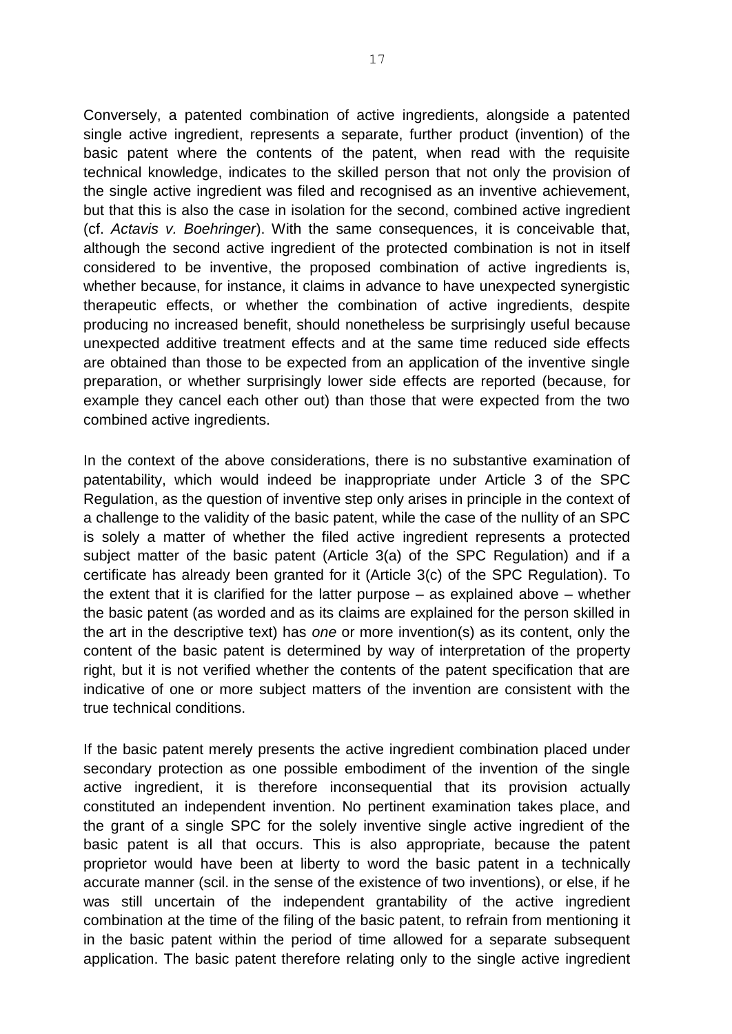Conversely, a patented combination of active ingredients, alongside a patented single active ingredient, represents a separate, further product (invention) of the basic patent where the contents of the patent, when read with the requisite technical knowledge, indicates to the skilled person that not only the provision of the single active ingredient was filed and recognised as an inventive achievement, but that this is also the case in isolation for the second, combined active ingredient (cf. *Actavis v. Boehringer*). With the same consequences, it is conceivable that, although the second active ingredient of the protected combination is not in itself considered to be inventive, the proposed combination of active ingredients is, whether because, for instance, it claims in advance to have unexpected synergistic therapeutic effects, or whether the combination of active ingredients, despite producing no increased benefit, should nonetheless be surprisingly useful because unexpected additive treatment effects and at the same time reduced side effects are obtained than those to be expected from an application of the inventive single preparation, or whether surprisingly lower side effects are reported (because, for example they cancel each other out) than those that were expected from the two combined active ingredients.

In the context of the above considerations, there is no substantive examination of patentability, which would indeed be inappropriate under Article 3 of the SPC Regulation, as the question of inventive step only arises in principle in the context of a challenge to the validity of the basic patent, while the case of the nullity of an SPC is solely a matter of whether the filed active ingredient represents a protected subject matter of the basic patent (Article 3(a) of the SPC Regulation) and if a certificate has already been granted for it (Article 3(c) of the SPC Regulation). To the extent that it is clarified for the latter purpose – as explained above – whether the basic patent (as worded and as its claims are explained for the person skilled in the art in the descriptive text) has *one* or more invention(s) as its content, only the content of the basic patent is determined by way of interpretation of the property right, but it is not verified whether the contents of the patent specification that are indicative of one or more subject matters of the invention are consistent with the true technical conditions.

If the basic patent merely presents the active ingredient combination placed under secondary protection as one possible embodiment of the invention of the single active ingredient, it is therefore inconsequential that its provision actually constituted an independent invention. No pertinent examination takes place, and the grant of a single SPC for the solely inventive single active ingredient of the basic patent is all that occurs. This is also appropriate, because the patent proprietor would have been at liberty to word the basic patent in a technically accurate manner (scil. in the sense of the existence of two inventions), or else, if he was still uncertain of the independent grantability of the active ingredient combination at the time of the filing of the basic patent, to refrain from mentioning it in the basic patent within the period of time allowed for a separate subsequent application. The basic patent therefore relating only to the single active ingredient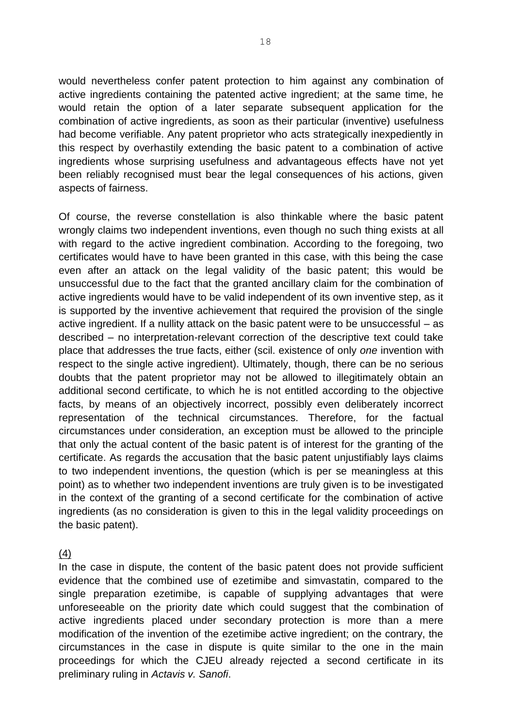would nevertheless confer patent protection to him against any combination of active ingredients containing the patented active ingredient; at the same time, he would retain the option of a later separate subsequent application for the combination of active ingredients, as soon as their particular (inventive) usefulness had become verifiable. Any patent proprietor who acts strategically inexpediently in this respect by overhastily extending the basic patent to a combination of active ingredients whose surprising usefulness and advantageous effects have not yet been reliably recognised must bear the legal consequences of his actions, given aspects of fairness.

Of course, the reverse constellation is also thinkable where the basic patent wrongly claims two independent inventions, even though no such thing exists at all with regard to the active ingredient combination. According to the foregoing, two certificates would have to have been granted in this case, with this being the case even after an attack on the legal validity of the basic patent; this would be unsuccessful due to the fact that the granted ancillary claim for the combination of active ingredients would have to be valid independent of its own inventive step, as it is supported by the inventive achievement that required the provision of the single active ingredient. If a nullity attack on the basic patent were to be unsuccessful – as described – no interpretation-relevant correction of the descriptive text could take place that addresses the true facts, either (scil. existence of only *one* invention with respect to the single active ingredient). Ultimately, though, there can be no serious doubts that the patent proprietor may not be allowed to illegitimately obtain an additional second certificate, to which he is not entitled according to the objective facts, by means of an objectively incorrect, possibly even deliberately incorrect representation of the technical circumstances. Therefore, for the factual circumstances under consideration, an exception must be allowed to the principle that only the actual content of the basic patent is of interest for the granting of the certificate. As regards the accusation that the basic patent unjustifiably lays claims to two independent inventions, the question (which is per se meaningless at this point) as to whether two independent inventions are truly given is to be investigated in the context of the granting of a second certificate for the combination of active ingredients (as no consideration is given to this in the legal validity proceedings on the basic patent).

(4)

In the case in dispute, the content of the basic patent does not provide sufficient evidence that the combined use of ezetimibe and simvastatin, compared to the single preparation ezetimibe, is capable of supplying advantages that were unforeseeable on the priority date which could suggest that the combination of active ingredients placed under secondary protection is more than a mere modification of the invention of the ezetimibe active ingredient; on the contrary, the circumstances in the case in dispute is quite similar to the one in the main proceedings for which the CJEU already rejected a second certificate in its preliminary ruling in *Actavis v. Sanofi*.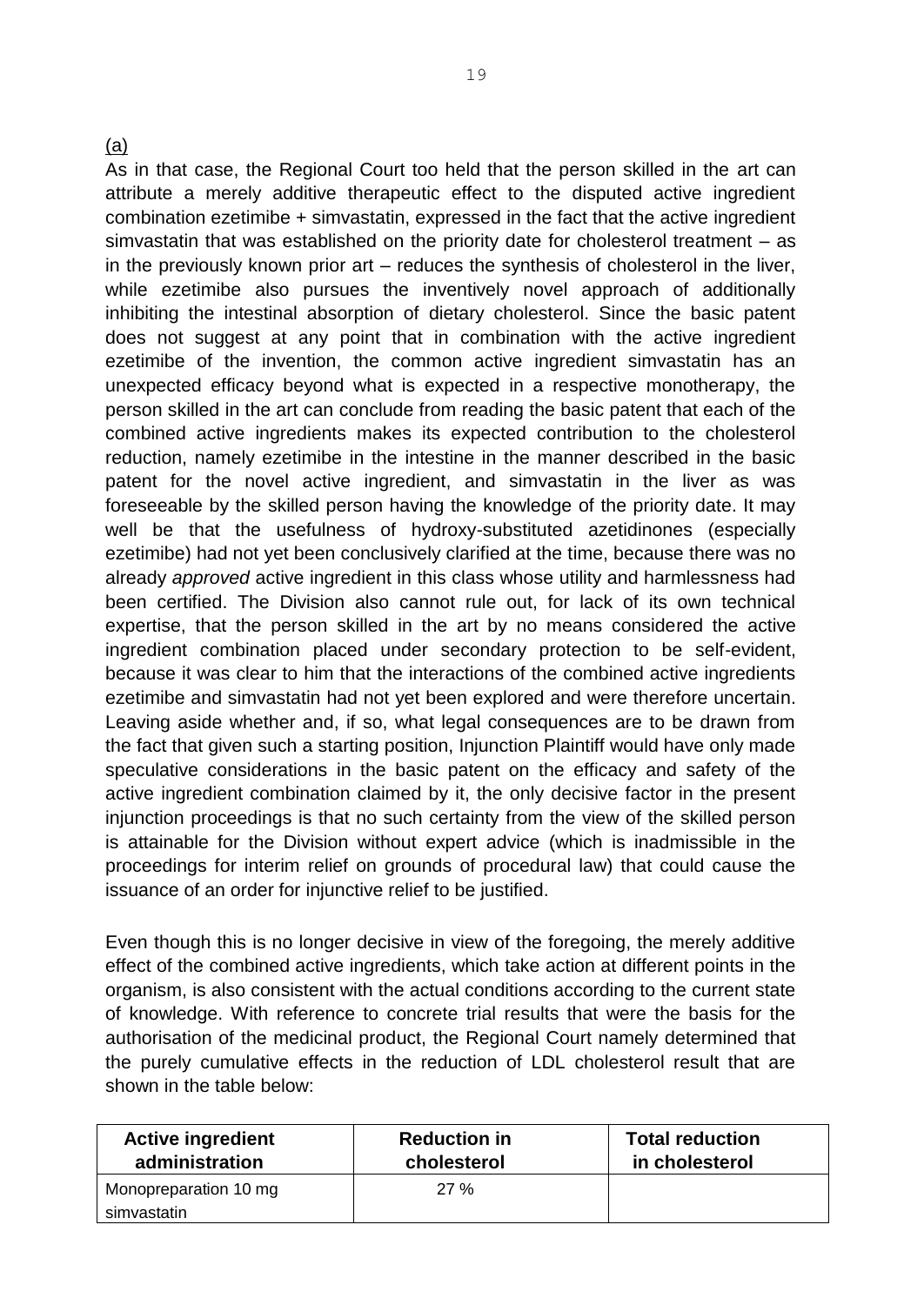(a)

As in that case, the Regional Court too held that the person skilled in the art can attribute a merely additive therapeutic effect to the disputed active ingredient combination ezetimibe + simvastatin, expressed in the fact that the active ingredient simvastatin that was established on the priority date for cholesterol treatment – as in the previously known prior art – reduces the synthesis of cholesterol in the liver, while ezetimibe also pursues the inventively novel approach of additionally inhibiting the intestinal absorption of dietary cholesterol. Since the basic patent does not suggest at any point that in combination with the active ingredient ezetimibe of the invention, the common active ingredient simvastatin has an unexpected efficacy beyond what is expected in a respective monotherapy, the person skilled in the art can conclude from reading the basic patent that each of the combined active ingredients makes its expected contribution to the cholesterol reduction, namely ezetimibe in the intestine in the manner described in the basic patent for the novel active ingredient, and simvastatin in the liver as was foreseeable by the skilled person having the knowledge of the priority date. It may well be that the usefulness of hydroxy-substituted azetidinones (especially ezetimibe) had not yet been conclusively clarified at the time, because there was no already *approved* active ingredient in this class whose utility and harmlessness had been certified. The Division also cannot rule out, for lack of its own technical expertise, that the person skilled in the art by no means considered the active ingredient combination placed under secondary protection to be self-evident, because it was clear to him that the interactions of the combined active ingredients ezetimibe and simvastatin had not yet been explored and were therefore uncertain. Leaving aside whether and, if so, what legal consequences are to be drawn from the fact that given such a starting position, Injunction Plaintiff would have only made speculative considerations in the basic patent on the efficacy and safety of the active ingredient combination claimed by it, the only decisive factor in the present injunction proceedings is that no such certainty from the view of the skilled person is attainable for the Division without expert advice (which is inadmissible in the proceedings for interim relief on grounds of procedural law) that could cause the issuance of an order for injunctive relief to be justified.

Even though this is no longer decisive in view of the foregoing, the merely additive effect of the combined active ingredients, which take action at different points in the organism, is also consistent with the actual conditions according to the current state of knowledge. With reference to concrete trial results that were the basis for the authorisation of the medicinal product, the Regional Court namely determined that the purely cumulative effects in the reduction of LDL cholesterol result that are shown in the table below:

| Active ingredient administration | Reduction in cholesterol | Total reduction in cholesterol |
|---|---|---|
| Monopreparation 10 mg simvastatin | 27 % | |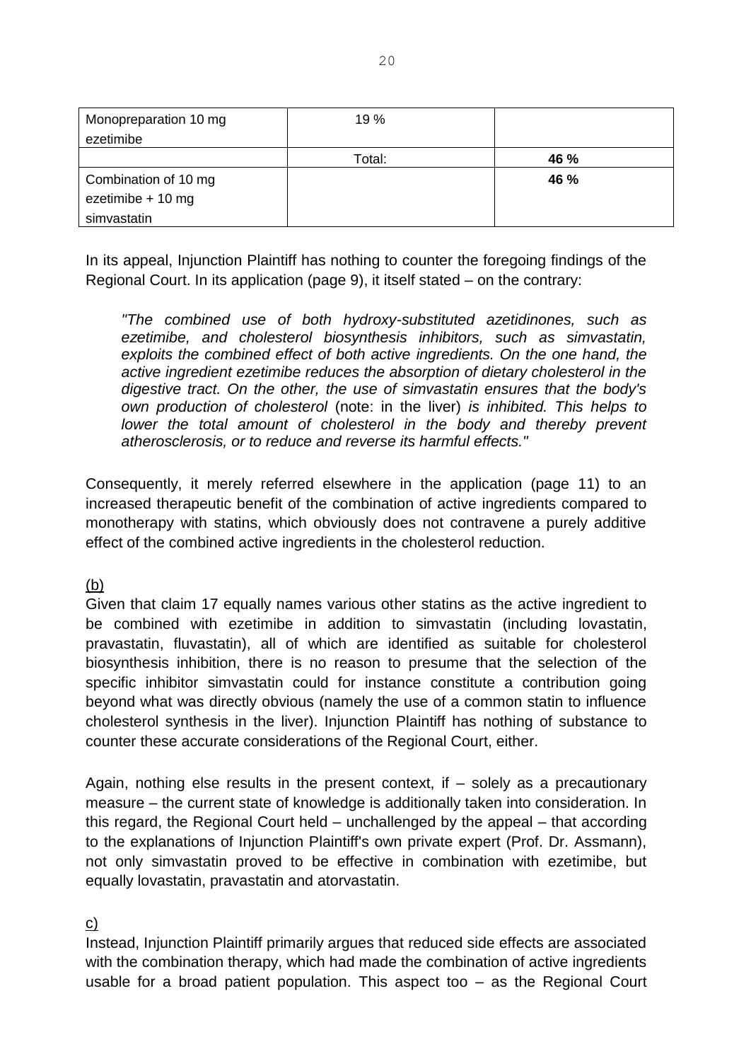| Monopreparation 10 mg ezetimibe | 19 % | |
|---|---|---|
| | Total: | **46 %** |
| Combination of 10 mg ezetimibe + 10 mg simvastatin | | **46 %** |

In its appeal, Injunction Plaintiff has nothing to counter the foregoing findings of the Regional Court. In its application (page 9), it itself stated – on the contrary:

> *"The combined use of both hydroxy-substituted azetidinones, such as ezetimibe, and cholesterol biosynthesis inhibitors, such as simvastatin, exploits the combined effect of both active ingredients. On the one hand, the active ingredient ezetimibe reduces the absorption of dietary cholesterol in the digestive tract. On the other, the use of simvastatin ensures that the body's own production of cholesterol* (note: in the liver) *is inhibited. This helps to lower the total amount of cholesterol in the body and thereby prevent atherosclerosis, or to reduce and reverse its harmful effects."*

Consequently, it merely referred elsewhere in the application (page 11) to an increased therapeutic benefit of the combination of active ingredients compared to monotherapy with statins, which obviously does not contravene a purely additive effect of the combined active ingredients in the cholesterol reduction.

(b)

Given that claim 17 equally names various other statins as the active ingredient to be combined with ezetimibe in addition to simvastatin (including lovastatin, pravastatin, fluvastatin), all of which are identified as suitable for cholesterol biosynthesis inhibition, there is no reason to presume that the selection of the specific inhibitor simvastatin could for instance constitute a contribution going beyond what was directly obvious (namely the use of a common statin to influence cholesterol synthesis in the liver). Injunction Plaintiff has nothing of substance to counter these accurate considerations of the Regional Court, either.

Again, nothing else results in the present context, if – solely as a precautionary measure – the current state of knowledge is additionally taken into consideration. In this regard, the Regional Court held – unchallenged by the appeal – that according to the explanations of Injunction Plaintiff's own private expert (Prof. Dr. Assmann), not only simvastatin proved to be effective in combination with ezetimibe, but equally lovastatin, pravastatin and atorvastatin.

c)

Instead, Injunction Plaintiff primarily argues that reduced side effects are associated with the combination therapy, which had made the combination of active ingredients usable for a broad patient population. This aspect too – as the Regional Court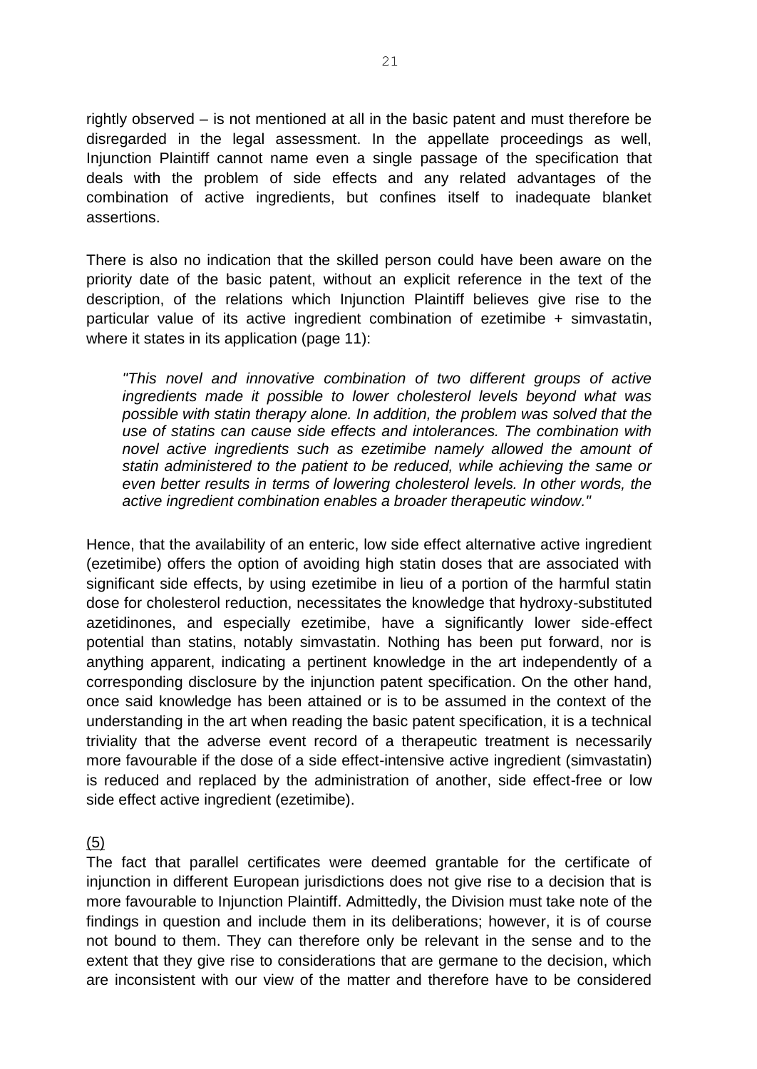rightly observed – is not mentioned at all in the basic patent and must therefore be disregarded in the legal assessment. In the appellate proceedings as well, Injunction Plaintiff cannot name even a single passage of the specification that deals with the problem of side effects and any related advantages of the combination of active ingredients, but confines itself to inadequate blanket assertions.

There is also no indication that the skilled person could have been aware on the priority date of the basic patent, without an explicit reference in the text of the description, of the relations which Injunction Plaintiff believes give rise to the particular value of its active ingredient combination of ezetimibe + simvastatin, where it states in its application (page 11):

> *"This novel and innovative combination of two different groups of active ingredients made it possible to lower cholesterol levels beyond what was possible with statin therapy alone. In addition, the problem was solved that the use of statins can cause side effects and intolerances. The combination with novel active ingredients such as ezetimibe namely allowed the amount of statin administered to the patient to be reduced, while achieving the same or even better results in terms of lowering cholesterol levels. In other words, the active ingredient combination enables a broader therapeutic window."*

Hence, that the availability of an enteric, low side effect alternative active ingredient (ezetimibe) offers the option of avoiding high statin doses that are associated with significant side effects, by using ezetimibe in lieu of a portion of the harmful statin dose for cholesterol reduction, necessitates the knowledge that hydroxy-substituted azetidinones, and especially ezetimibe, have a significantly lower side-effect potential than statins, notably simvastatin. Nothing has been put forward, nor is anything apparent, indicating a pertinent knowledge in the art independently of a corresponding disclosure by the injunction patent specification. On the other hand, once said knowledge has been attained or is to be assumed in the context of the understanding in the art when reading the basic patent specification, it is a technical triviality that the adverse event record of a therapeutic treatment is necessarily more favourable if the dose of a side effect-intensive active ingredient (simvastatin) is reduced and replaced by the administration of another, side effect-free or low side effect active ingredient (ezetimibe).

(5)

The fact that parallel certificates were deemed grantable for the certificate of injunction in different European jurisdictions does not give rise to a decision that is more favourable to Injunction Plaintiff. Admittedly, the Division must take note of the findings in question and include them in its deliberations; however, it is of course not bound to them. They can therefore only be relevant in the sense and to the extent that they give rise to considerations that are germane to the decision, which are inconsistent with our view of the matter and therefore have to be considered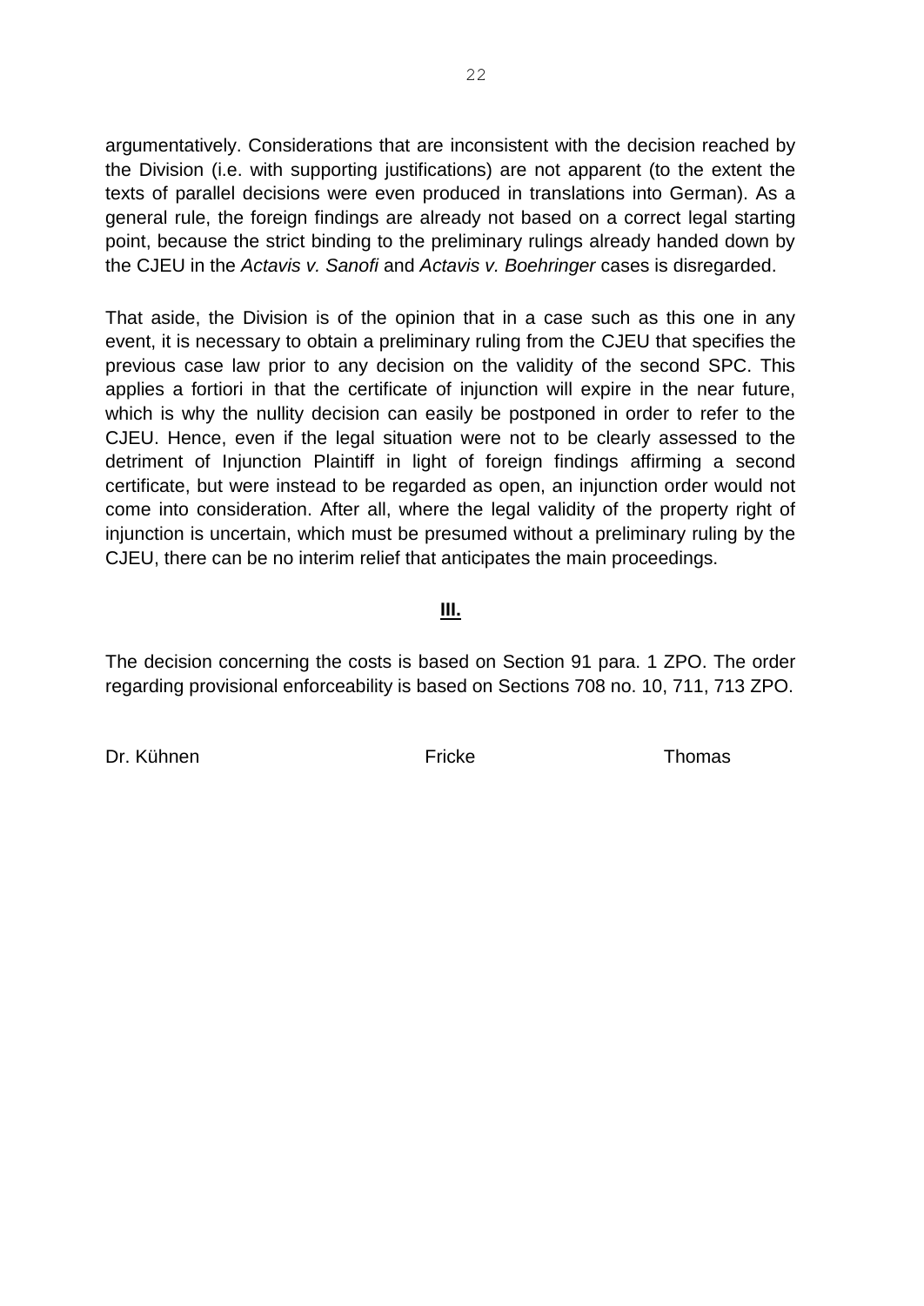argumentatively. Considerations that are inconsistent with the decision reached by the Division (i.e. with supporting justifications) are not apparent (to the extent the texts of parallel decisions were even produced in translations into German). As a general rule, the foreign findings are already not based on a correct legal starting point, because the strict binding to the preliminary rulings already handed down by the CJEU in the *Actavis v. Sanofi* and *Actavis v. Boehringer* cases is disregarded.

That aside, the Division is of the opinion that in a case such as this one in any event, it is necessary to obtain a preliminary ruling from the CJEU that specifies the previous case law prior to any decision on the validity of the second SPC. This applies a fortiori in that the certificate of injunction will expire in the near future, which is why the nullity decision can easily be postponed in order to refer to the CJEU. Hence, even if the legal situation were not to be clearly assessed to the detriment of Injunction Plaintiff in light of foreign findings affirming a second certificate, but were instead to be regarded as open, an injunction order would not come into consideration. After all, where the legal validity of the property right of injunction is uncertain, which must be presumed without a preliminary ruling by the CJEU, there can be no interim relief that anticipates the main proceedings.

**III.**

The decision concerning the costs is based on Section 91 para. 1 ZPO. The order regarding provisional enforceability is based on Sections 708 no. 10, 711, 713 ZPO.

Dr. Kühnen Fricke Thomas